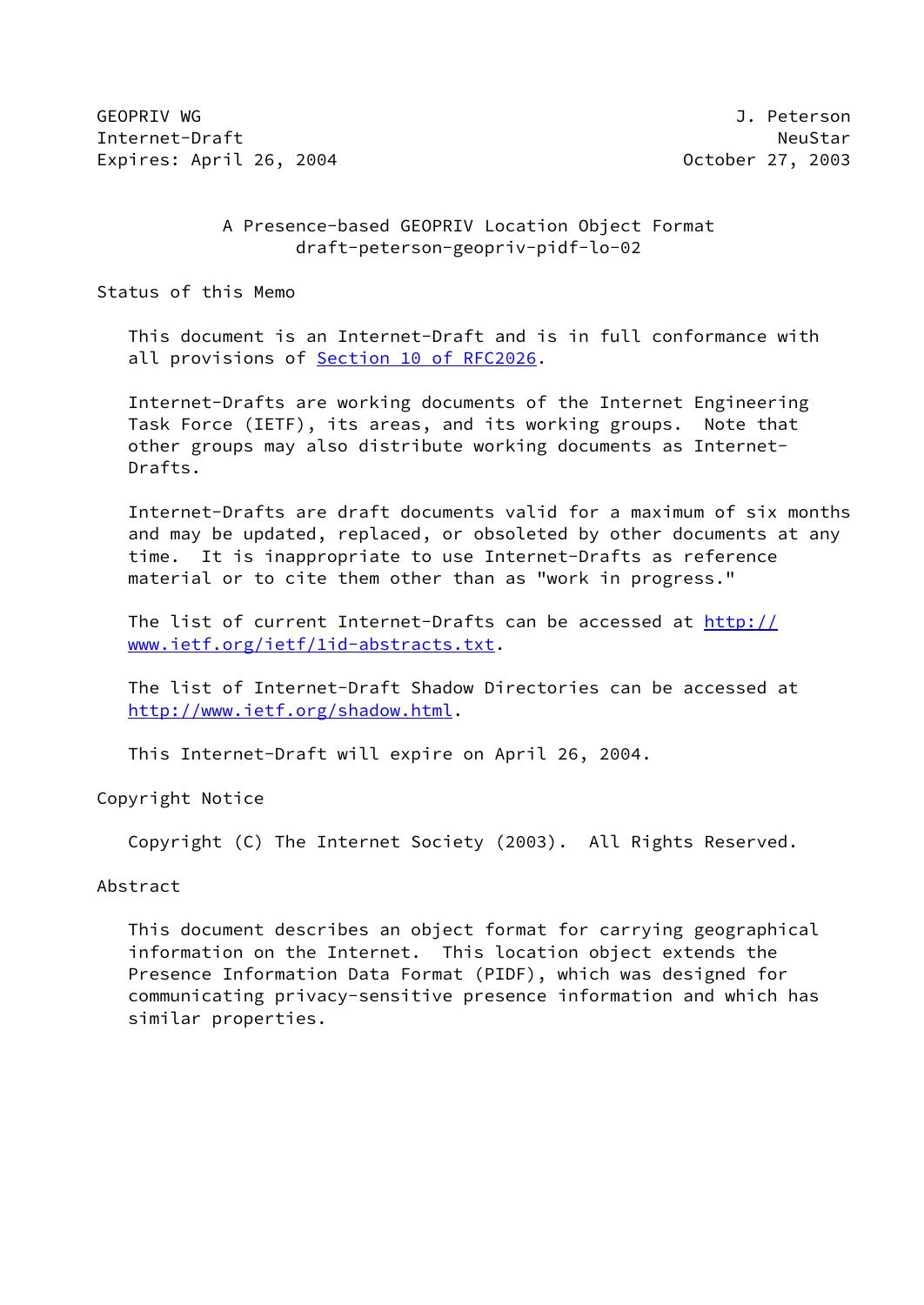GEOPRIV WG J. Peterson
Internet-Draft NeuStar
Expires: April 26, 2004 October 27, 2003

# A Presence-based GEOPRIV Location Object Format
draft-peterson-geopriv-pidf-lo-02

## Status of this Memo

This document is an Internet-Draft and is in full conformance with all provisions of Section 10 of RFC2026.

Internet-Drafts are working documents of the Internet Engineering Task Force (IETF), its areas, and its working groups. Note that other groups may also distribute working documents as Internet-Drafts.

Internet-Drafts are draft documents valid for a maximum of six months and may be updated, replaced, or obsoleted by other documents at any time. It is inappropriate to use Internet-Drafts as reference material or to cite them other than as "work in progress."

The list of current Internet-Drafts can be accessed at http://www.ietf.org/ietf/1id-abstracts.txt.

The list of Internet-Draft Shadow Directories can be accessed at http://www.ietf.org/shadow.html.

This Internet-Draft will expire on April 26, 2004.

## Copyright Notice

Copyright (C) The Internet Society (2003). All Rights Reserved.

## Abstract

This document describes an object format for carrying geographical information on the Internet. This location object extends the Presence Information Data Format (PIDF), which was designed for communicating privacy-sensitive presence information and which has similar properties.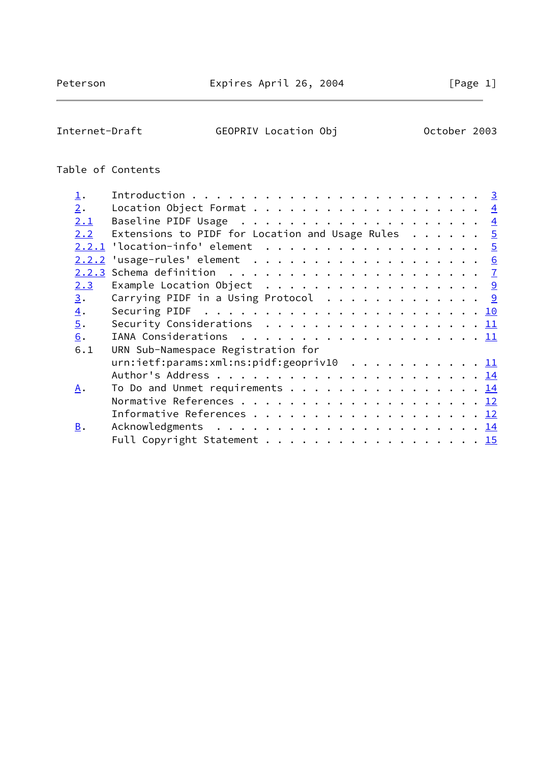Table of Contents

```
1.     Introduction . . . . . . . . . . . . . . . . . . . . . . . .  3
2.     Location Object Format . . . . . . . . . . . . . . . . . . .  4
2.1    Baseline PIDF Usage  . . . . . . . . . . . . . . . . . . . .  4
2.2    Extensions to PIDF for Location and Usage Rules  . . . . . .  5
2.2.1  'location-info' element  . . . . . . . . . . . . . . . . . .  5
2.2.2  'usage-rules' element  . . . . . . . . . . . . . . . . . . .  6
2.2.3  Schema definition  . . . . . . . . . . . . . . . . . . . . .  7
2.3    Example Location Object  . . . . . . . . . . . . . . . . . .  9
3.     Carrying PIDF in a Using Protocol  . . . . . . . . . . . . .  9
4.     Securing PIDF  . . . . . . . . . . . . . . . . . . . . . . . 10
5.     Security Considerations  . . . . . . . . . . . . . . . . . . 11
6.     IANA Considerations  . . . . . . . . . . . . . . . . . . . . 11
6.1    URN Sub-Namespace Registration for
       urn:ietf:params:xml:ns:pidf:geopriv10  . . . . . . . . . . . 11
       Author's Address . . . . . . . . . . . . . . . . . . . . . . 14
A.     To Do and Unmet requirements . . . . . . . . . . . . . . . . 14
       Normative References . . . . . . . . . . . . . . . . . . . . 12
       Informative References . . . . . . . . . . . . . . . . . . . 12
B.     Acknowledgments  . . . . . . . . . . . . . . . . . . . . . . 14
       Full Copyright Statement . . . . . . . . . . . . . . . . . . 15
```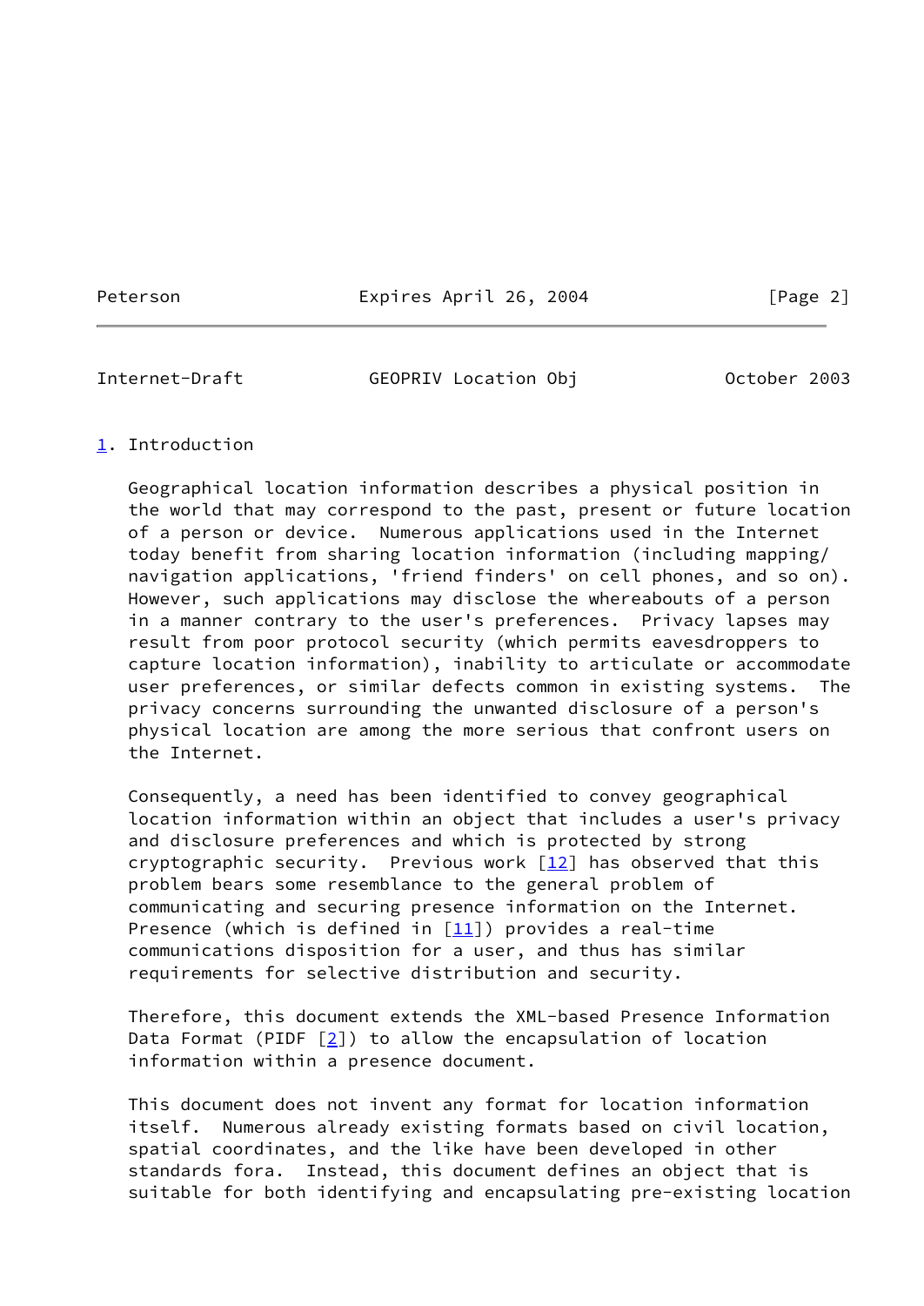## 1. Introduction

Geographical location information describes a physical position in the world that may correspond to the past, present or future location of a person or device. Numerous applications used in the Internet today benefit from sharing location information (including mapping/navigation applications, 'friend finders' on cell phones, and so on). However, such applications may disclose the whereabouts of a person in a manner contrary to the user's preferences. Privacy lapses may result from poor protocol security (which permits eavesdroppers to capture location information), inability to articulate or accommodate user preferences, or similar defects common in existing systems. The privacy concerns surrounding the unwanted disclosure of a person's physical location are among the more serious that confront users on the Internet.

Consequently, a need has been identified to convey geographical location information within an object that includes a user's privacy and disclosure preferences and which is protected by strong cryptographic security. Previous work [12] has observed that this problem bears some resemblance to the general problem of communicating and securing presence information on the Internet. Presence (which is defined in [11]) provides a real-time communications disposition for a user, and thus has similar requirements for selective distribution and security.

Therefore, this document extends the XML-based Presence Information Data Format (PIDF [2]) to allow the encapsulation of location information within a presence document.

This document does not invent any format for location information itself. Numerous already existing formats based on civil location, spatial coordinates, and the like have been developed in other standards fora. Instead, this document defines an object that is suitable for both identifying and encapsulating pre-existing location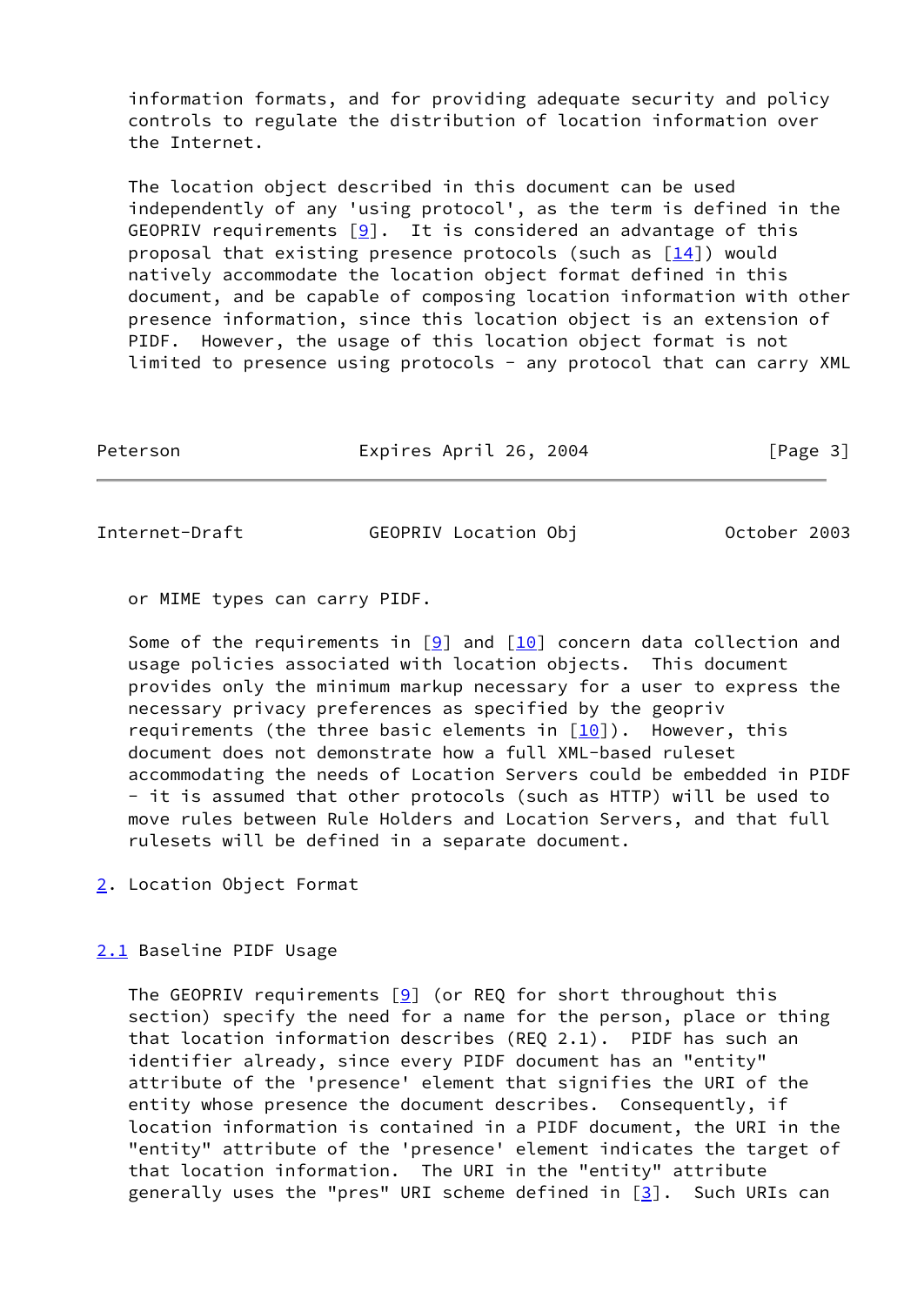information formats, and for providing adequate security and policy controls to regulate the distribution of location information over the Internet.

The location object described in this document can be used independently of any 'using protocol', as the term is defined in the GEOPRIV requirements [9]. It is considered an advantage of this proposal that existing presence protocols (such as [14]) would natively accommodate the location object format defined in this document, and be capable of composing location information with other presence information, since this location object is an extension of PIDF. However, the usage of this location object format is not limited to presence using protocols - any protocol that can carry XML or MIME types can carry PIDF.

Some of the requirements in [9] and [10] concern data collection and usage policies associated with location objects. This document provides only the minimum markup necessary for a user to express the necessary privacy preferences as specified by the geopriv requirements (the three basic elements in [10]). However, this document does not demonstrate how a full XML-based ruleset accommodating the needs of Location Servers could be embedded in PIDF - it is assumed that other protocols (such as HTTP) will be used to move rules between Rule Holders and Location Servers, and that full rulesets will be defined in a separate document.

## 2. Location Object Format

### 2.1 Baseline PIDF Usage

The GEOPRIV requirements [9] (or REQ for short throughout this section) specify the need for a name for the person, place or thing that location information describes (REQ 2.1). PIDF has such an identifier already, since every PIDF document has an "entity" attribute of the 'presence' element that signifies the URI of the entity whose presence the document describes. Consequently, if location information is contained in a PIDF document, the URI in the "entity" attribute of the 'presence' element indicates the target of that location information. The URI in the "entity" attribute generally uses the "pres" URI scheme defined in [3]. Such URIs can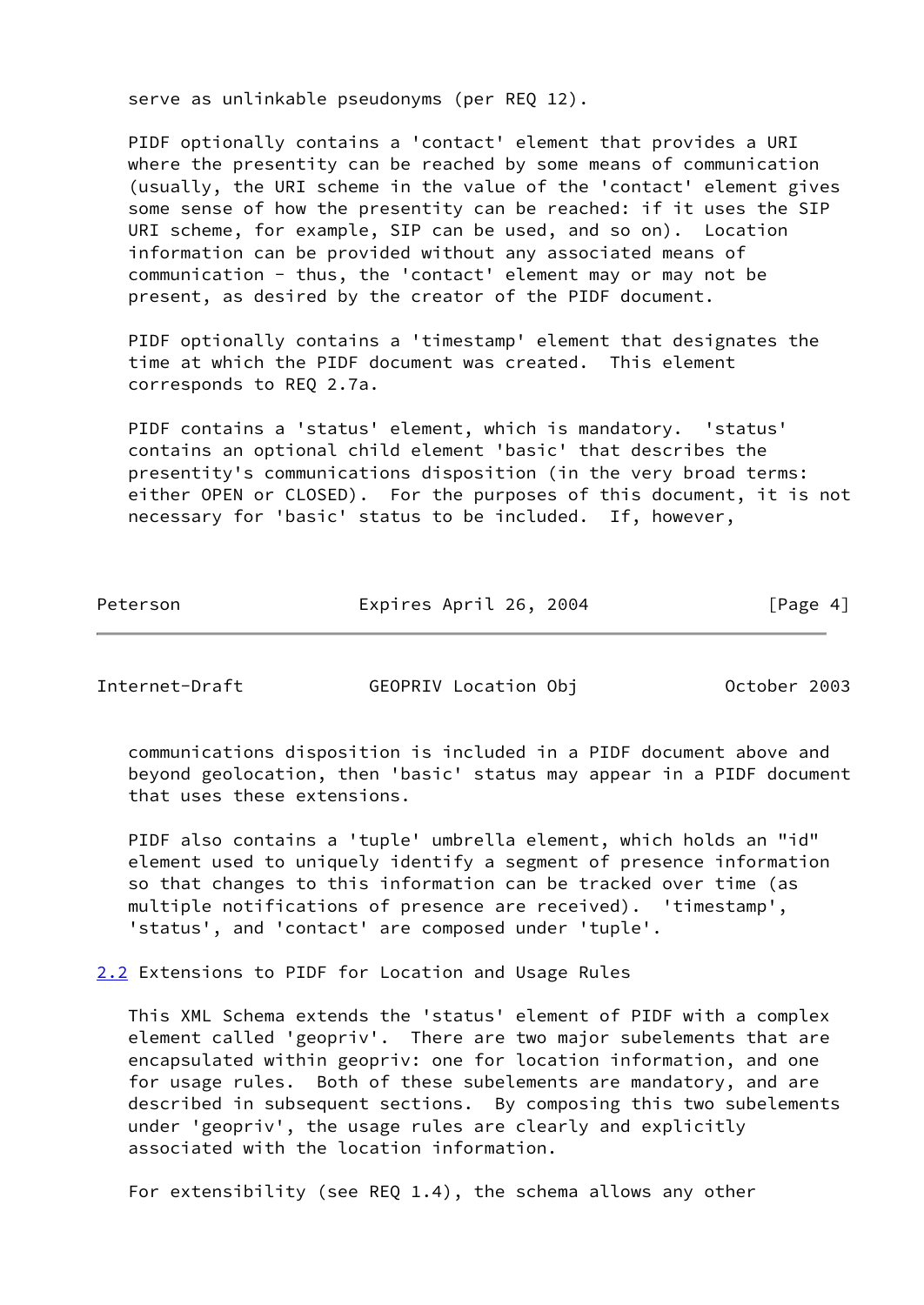serve as unlinkable pseudonyms (per REQ 12).

PIDF optionally contains a 'contact' element that provides a URI where the presentity can be reached by some means of communication (usually, the URI scheme in the value of the 'contact' element gives some sense of how the presentity can be reached: if it uses the SIP URI scheme, for example, SIP can be used, and so on). Location information can be provided without any associated means of communication - thus, the 'contact' element may or may not be present, as desired by the creator of the PIDF document.

PIDF optionally contains a 'timestamp' element that designates the time at which the PIDF document was created. This element corresponds to REQ 2.7a.

PIDF contains a 'status' element, which is mandatory. 'status' contains an optional child element 'basic' that describes the presentity's communications disposition (in the very broad terms: either OPEN or CLOSED). For the purposes of this document, it is not necessary for 'basic' status to be included. If, however, communications disposition is included in a PIDF document above and beyond geolocation, then 'basic' status may appear in a PIDF document that uses these extensions.

PIDF also contains a 'tuple' umbrella element, which holds an "id" element used to uniquely identify a segment of presence information so that changes to this information can be tracked over time (as multiple notifications of presence are received). 'timestamp', 'status', and 'contact' are composed under 'tuple'.

### 2.2 Extensions to PIDF for Location and Usage Rules

This XML Schema extends the 'status' element of PIDF with a complex element called 'geopriv'. There are two major subelements that are encapsulated within geopriv: one for location information, and one for usage rules. Both of these subelements are mandatory, and are described in subsequent sections. By composing this two subelements under 'geopriv', the usage rules are clearly and explicitly associated with the location information.

For extensibility (see REQ 1.4), the schema allows any other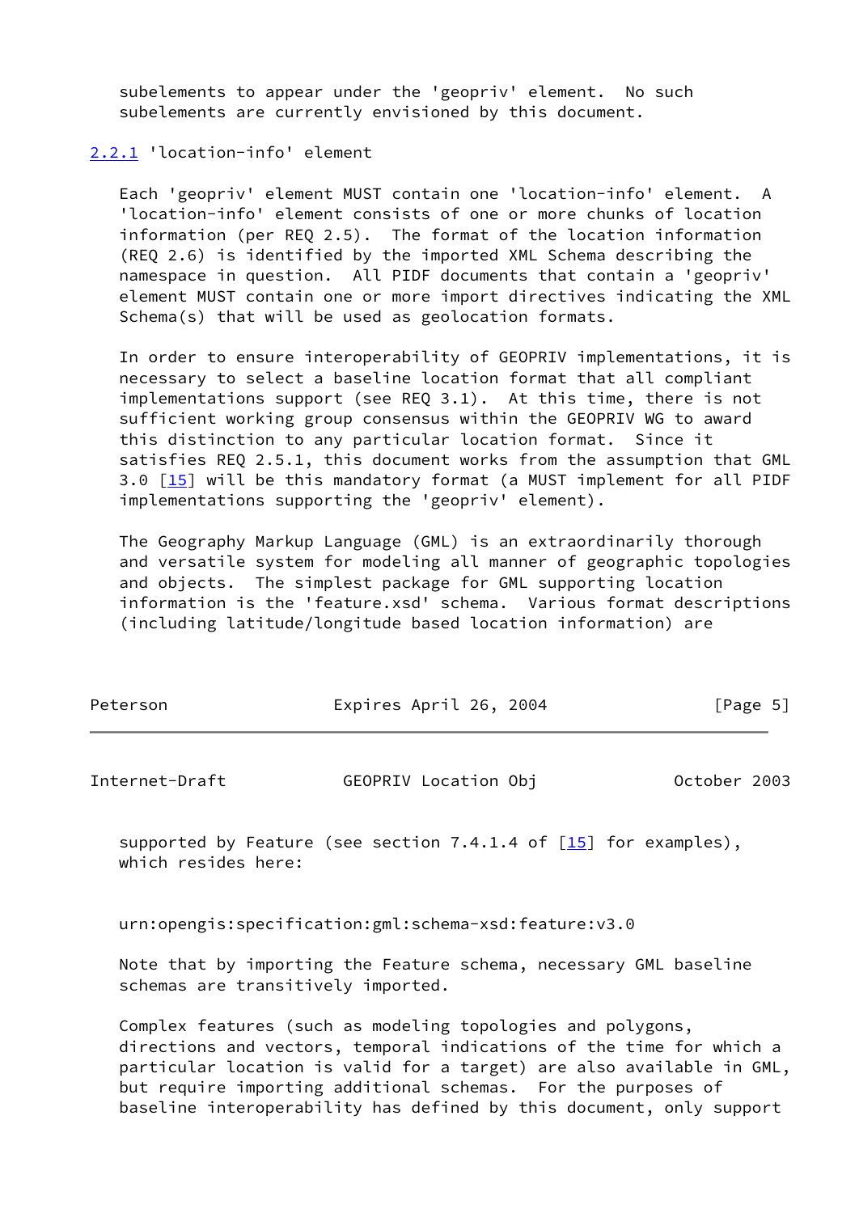subelements to appear under the 'geopriv' element. No such subelements are currently envisioned by this document.

### 2.2.1 'location-info' element

Each 'geopriv' element MUST contain one 'location-info' element. A 'location-info' element consists of one or more chunks of location information (per REQ 2.5). The format of the location information (REQ 2.6) is identified by the imported XML Schema describing the namespace in question. All PIDF documents that contain a 'geopriv' element MUST contain one or more import directives indicating the XML Schema(s) that will be used as geolocation formats.

In order to ensure interoperability of GEOPRIV implementations, it is necessary to select a baseline location format that all compliant implementations support (see REQ 3.1). At this time, there is not sufficient working group consensus within the GEOPRIV WG to award this distinction to any particular location format. Since it satisfies REQ 2.5.1, this document works from the assumption that GML 3.0 [15] will be this mandatory format (a MUST implement for all PIDF implementations supporting the 'geopriv' element).

The Geography Markup Language (GML) is an extraordinarily thorough and versatile system for modeling all manner of geographic topologies and objects. The simplest package for GML supporting location information is the 'feature.xsd' schema. Various format descriptions (including latitude/longitude based location information) are supported by Feature (see section 7.4.1.4 of [15] for examples), which resides here:

```
urn:opengis:specification:gml:schema-xsd:feature:v3.0
```

Note that by importing the Feature schema, necessary GML baseline schemas are transitively imported.

Complex features (such as modeling topologies and polygons, directions and vectors, temporal indications of the time for which a particular location is valid for a target) are also available in GML, but require importing additional schemas. For the purposes of baseline interoperability has defined by this document, only support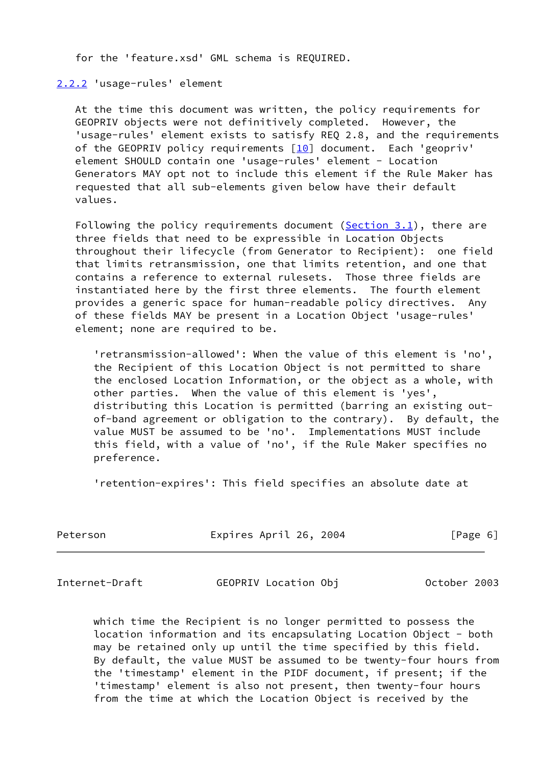for the 'feature.xsd' GML schema is REQUIRED.

### 2.2.2 'usage-rules' element

At the time this document was written, the policy requirements for GEOPRIV objects were not definitively completed. However, the 'usage-rules' element exists to satisfy REQ 2.8, and the requirements of the GEOPRIV policy requirements [10] document. Each 'geopriv' element SHOULD contain one 'usage-rules' element - Location Generators MAY opt not to include this element if the Rule Maker has requested that all sub-elements given below have their default values.

Following the policy requirements document (Section 3.1), there are three fields that need to be expressible in Location Objects throughout their lifecycle (from Generator to Recipient): one field that limits retransmission, one that limits retention, and one that contains a reference to external rulesets. Those three fields are instantiated here by the first three elements. The fourth element provides a generic space for human-readable policy directives. Any of these fields MAY be present in a Location Object 'usage-rules' element; none are required to be.

'retransmission-allowed': When the value of this element is 'no', the Recipient of this Location Object is not permitted to share the enclosed Location Information, or the object as a whole, with other parties. When the value of this element is 'yes', distributing this Location is permitted (barring an existing out-of-band agreement or obligation to the contrary). By default, the value MUST be assumed to be 'no'. Implementations MUST include this field, with a value of 'no', if the Rule Maker specifies no preference.

'retention-expires': This field specifies an absolute date at which time the Recipient is no longer permitted to possess the location information and its encapsulating Location Object - both may be retained only up until the time specified by this field. By default, the value MUST be assumed to be twenty-four hours from the 'timestamp' element in the PIDF document, if present; if the 'timestamp' element is also not present, then twenty-four hours from the time at which the Location Object is received by the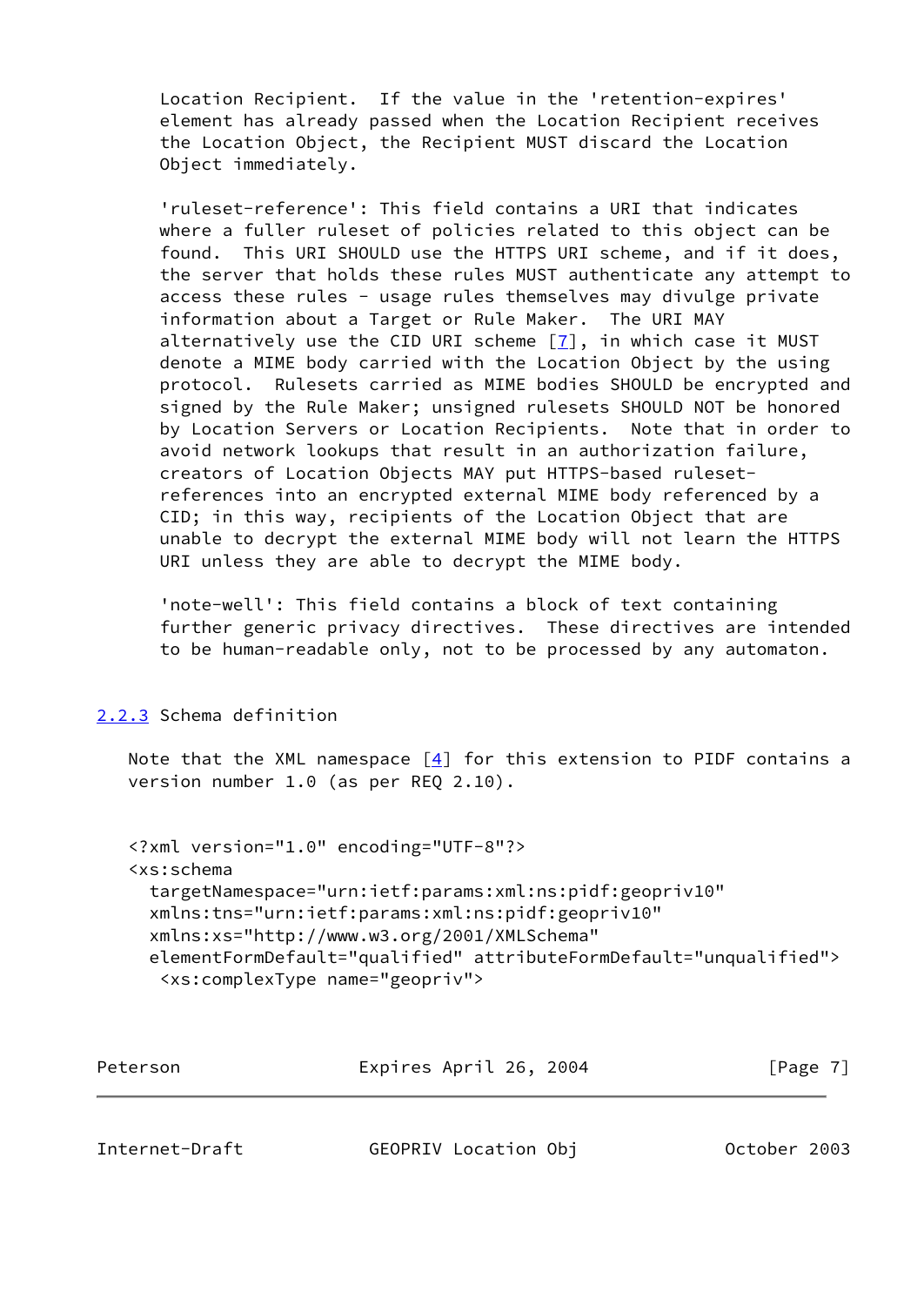Location Recipient. If the value in the 'retention-expires' element has already passed when the Location Recipient receives the Location Object, the Recipient MUST discard the Location Object immediately.

'ruleset-reference': This field contains a URI that indicates where a fuller ruleset of policies related to this object can be found. This URI SHOULD use the HTTPS URI scheme, and if it does, the server that holds these rules MUST authenticate any attempt to access these rules - usage rules themselves may divulge private information about a Target or Rule Maker. The URI MAY alternatively use the CID URI scheme [7], in which case it MUST denote a MIME body carried with the Location Object by the using protocol. Rulesets carried as MIME bodies SHOULD be encrypted and signed by the Rule Maker; unsigned rulesets SHOULD NOT be honored by Location Servers or Location Recipients. Note that in order to avoid network lookups that result in an authorization failure, creators of Location Objects MAY put HTTPS-based ruleset-references into an encrypted external MIME body referenced by a CID; in this way, recipients of the Location Object that are unable to decrypt the external MIME body will not learn the HTTPS URI unless they are able to decrypt the MIME body.

'note-well': This field contains a block of text containing further generic privacy directives. These directives are intended to be human-readable only, not to be processed by any automaton.

### 2.2.3 Schema definition

Note that the XML namespace [4] for this extension to PIDF contains a version number 1.0 (as per REQ 2.10).

```
<?xml version="1.0" encoding="UTF-8"?>
<xs:schema
  targetNamespace="urn:ietf:params:xml:ns:pidf:geopriv10"
  xmlns:tns="urn:ietf:params:xml:ns:pidf:geopriv10"
  xmlns:xs="http://www.w3.org/2001/XMLSchema"
  elementFormDefault="qualified" attributeFormDefault="unqualified">
   <xs:complexType name="geopriv">
```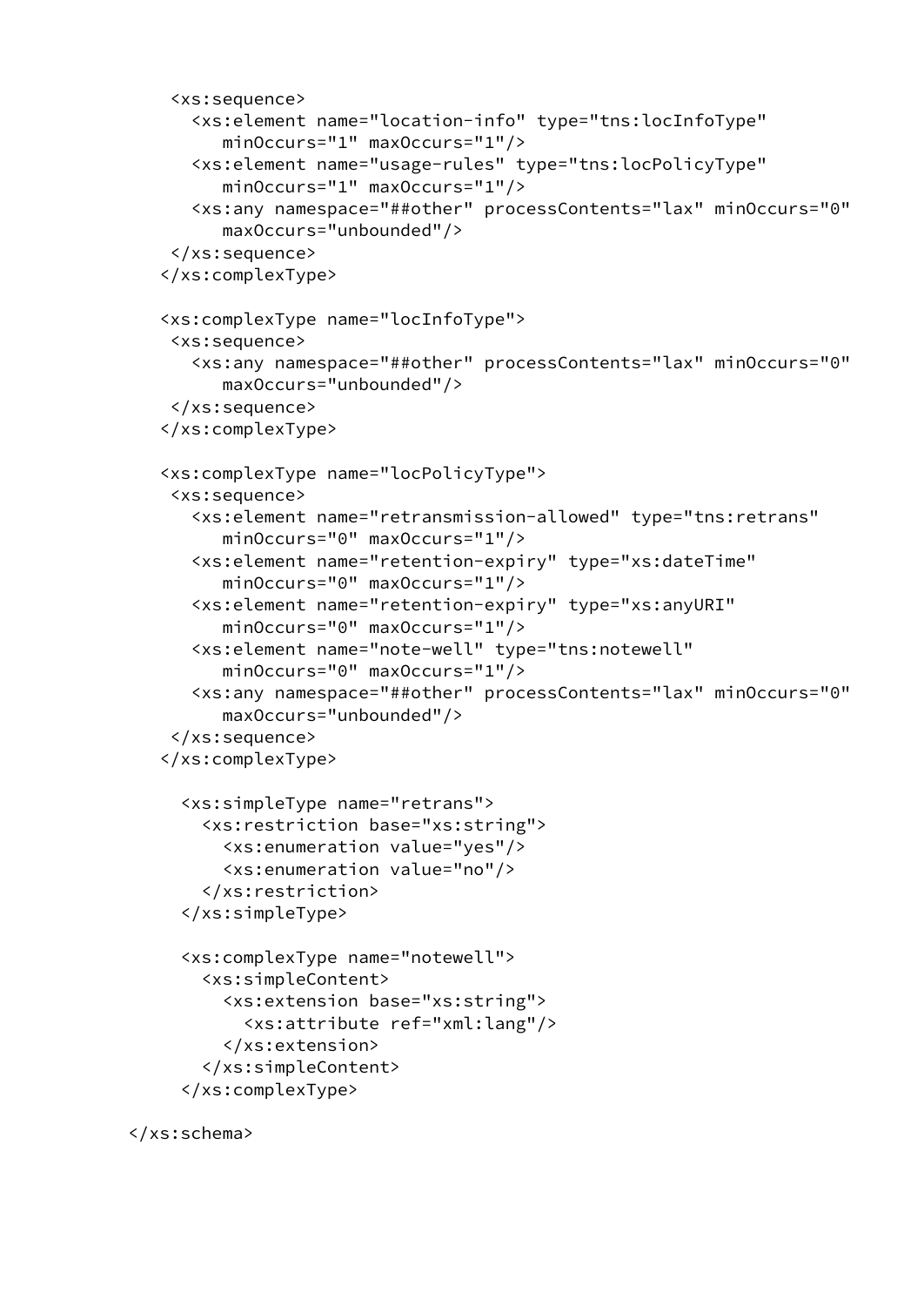```
     <xs:sequence>
       <xs:element name="location-info" type="tns:locInfoType"
          minOccurs="1" maxOccurs="1"/>
       <xs:element name="usage-rules" type="tns:locPolicyType"
          minOccurs="1" maxOccurs="1"/>
       <xs:any namespace="##other" processContents="lax" minOccurs="0"
          maxOccurs="unbounded"/>
     </xs:sequence>
    </xs:complexType>

    <xs:complexType name="locInfoType">
     <xs:sequence>
       <xs:any namespace="##other" processContents="lax" minOccurs="0"
          maxOccurs="unbounded"/>
     </xs:sequence>
    </xs:complexType>

    <xs:complexType name="locPolicyType">
     <xs:sequence>
       <xs:element name="retransmission-allowed" type="tns:retrans"
          minOccurs="0" maxOccurs="1"/>
       <xs:element name="retention-expiry" type="xs:dateTime"
          minOccurs="0" maxOccurs="1"/>
       <xs:element name="retention-expiry" type="xs:anyURI"
          minOccurs="0" maxOccurs="1"/>
       <xs:element name="note-well" type="tns:notewell"
          minOccurs="0" maxOccurs="1"/>
       <xs:any namespace="##other" processContents="lax" minOccurs="0"
          maxOccurs="unbounded"/>
     </xs:sequence>
    </xs:complexType>

      <xs:simpleType name="retrans">
        <xs:restriction base="xs:string">
          <xs:enumeration value="yes"/>
          <xs:enumeration value="no"/>
        </xs:restriction>
      </xs:simpleType>

      <xs:complexType name="notewell">
        <xs:simpleContent>
          <xs:extension base="xs:string">
            <xs:attribute ref="xml:lang"/>
          </xs:extension>
        </xs:simpleContent>
      </xs:complexType>

 </xs:schema>
```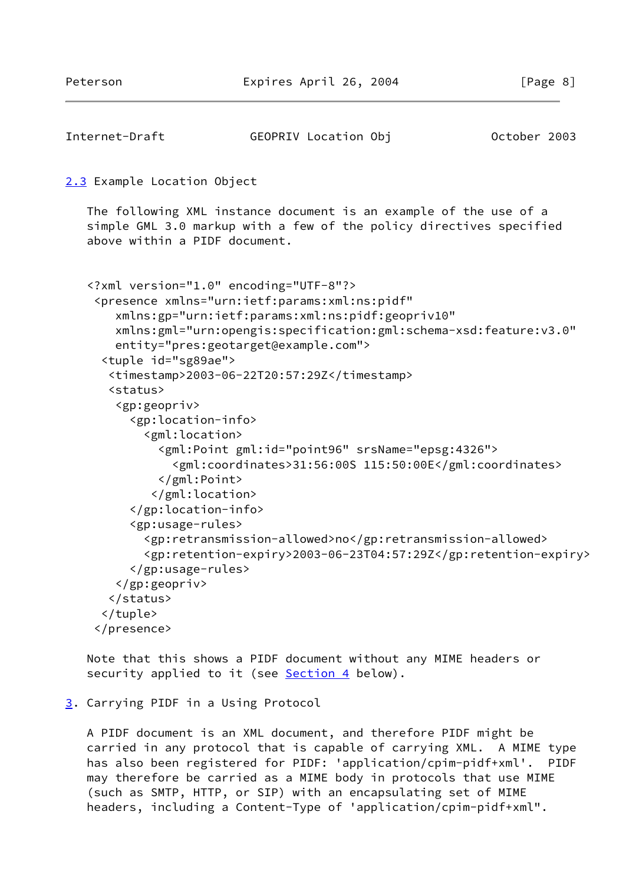## 2.3 Example Location Object

The following XML instance document is an example of the use of a simple GML 3.0 markup with a few of the policy directives specified above within a PIDF document.

```
<?xml version="1.0" encoding="UTF-8"?>
 <presence xmlns="urn:ietf:params:xml:ns:pidf"
    xmlns:gp="urn:ietf:params:xml:ns:pidf:geopriv10"
    xmlns:gml="urn:opengis:specification:gml:schema-xsd:feature:v3.0"
    entity="pres:geotarget@example.com">
  <tuple id="sg89ae">
   <timestamp>2003-06-22T20:57:29Z</timestamp>
   <status>
    <gp:geopriv>
      <gp:location-info>
        <gml:location>
          <gml:Point gml:id="point96" srsName="epsg:4326">
            <gml:coordinates>31:56:00S 115:50:00E</gml:coordinates>
          </gml:Point>
         </gml:location>
      </gp:location-info>
      <gp:usage-rules>
        <gp:retransmission-allowed>no</gp:retransmission-allowed>
        <gp:retention-expiry>2003-06-23T04:57:29Z</gp:retention-expiry>
      </gp:usage-rules>
    </gp:geopriv>
   </status>
  </tuple>
 </presence>
```

Note that this shows a PIDF document without any MIME headers or security applied to it (see Section 4 below).

# 3. Carrying PIDF in a Using Protocol

A PIDF document is an XML document, and therefore PIDF might be carried in any protocol that is capable of carrying XML. A MIME type has also been registered for PIDF: 'application/cpim-pidf+xml'. PIDF may therefore be carried as a MIME body in protocols that use MIME (such as SMTP, HTTP, or SIP) with an encapsulating set of MIME headers, including a Content-Type of 'application/cpim-pidf+xml'.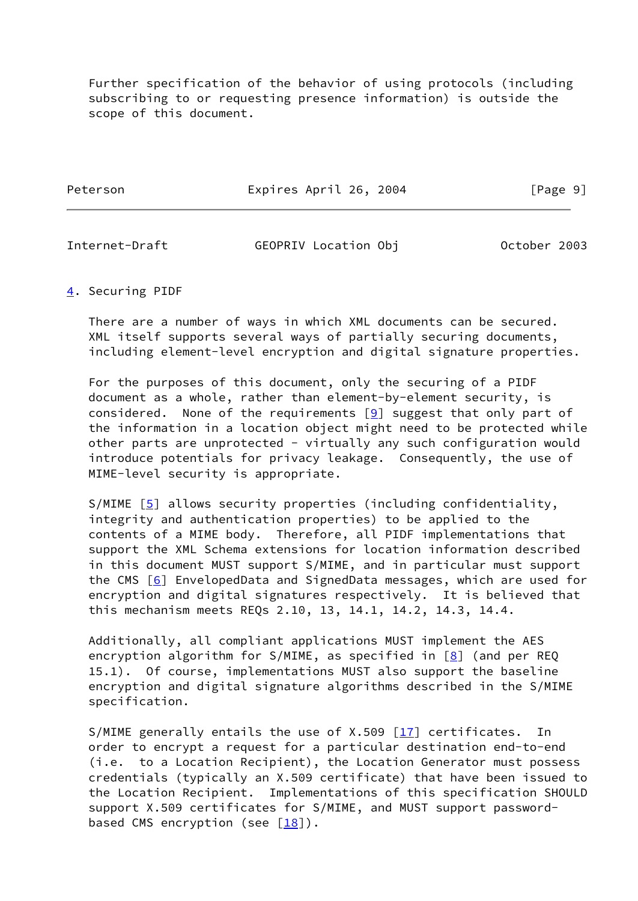Further specification of the behavior of using protocols (including subscribing to or requesting presence information) is outside the scope of this document.

## 4. Securing PIDF

There are a number of ways in which XML documents can be secured. XML itself supports several ways of partially securing documents, including element-level encryption and digital signature properties.

For the purposes of this document, only the securing of a PIDF document as a whole, rather than element-by-element security, is considered. None of the requirements [9] suggest that only part of the information in a location object might need to be protected while other parts are unprotected - virtually any such configuration would introduce potentials for privacy leakage. Consequently, the use of MIME-level security is appropriate.

S/MIME [5] allows security properties (including confidentiality, integrity and authentication properties) to be applied to the contents of a MIME body. Therefore, all PIDF implementations that support the XML Schema extensions for location information described in this document MUST support S/MIME, and in particular must support the CMS [6] EnvelopedData and SignedData messages, which are used for encryption and digital signatures respectively. It is believed that this mechanism meets REQs 2.10, 13, 14.1, 14.2, 14.3, 14.4.

Additionally, all compliant applications MUST implement the AES encryption algorithm for S/MIME, as specified in [8] (and per REQ 15.1). Of course, implementations MUST also support the baseline encryption and digital signature algorithms described in the S/MIME specification.

S/MIME generally entails the use of X.509 [17] certificates. In order to encrypt a request for a particular destination end-to-end (i.e. to a Location Recipient), the Location Generator must possess credentials (typically an X.509 certificate) that have been issued to the Location Recipient. Implementations of this specification SHOULD support X.509 certificates for S/MIME, and MUST support password-based CMS encryption (see [18]).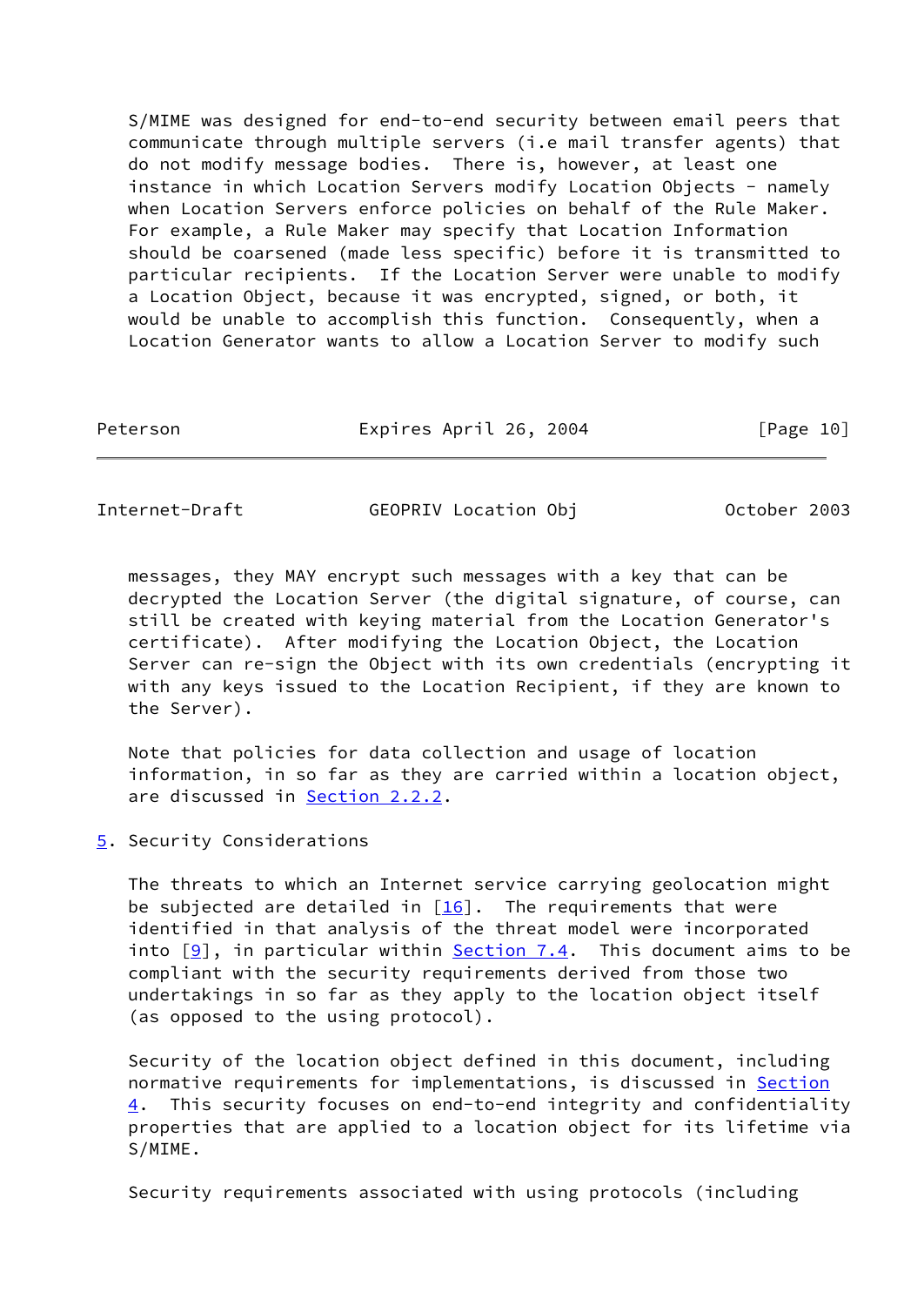S/MIME was designed for end-to-end security between email peers that communicate through multiple servers (i.e mail transfer agents) that do not modify message bodies. There is, however, at least one instance in which Location Servers modify Location Objects - namely when Location Servers enforce policies on behalf of the Rule Maker. For example, a Rule Maker may specify that Location Information should be coarsened (made less specific) before it is transmitted to particular recipients. If the Location Server were unable to modify a Location Object, because it was encrypted, signed, or both, it would be unable to accomplish this function. Consequently, when a Location Generator wants to allow a Location Server to modify such messages, they MAY encrypt such messages with a key that can be decrypted the Location Server (the digital signature, of course, can still be created with keying material from the Location Generator's certificate). After modifying the Location Object, the Location Server can re-sign the Object with its own credentials (encrypting it with any keys issued to the Location Recipient, if they are known to the Server).

Note that policies for data collection and usage of location information, in so far as they are carried within a location object, are discussed in Section 2.2.2.

## 5. Security Considerations

The threats to which an Internet service carrying geolocation might be subjected are detailed in [16]. The requirements that were identified in that analysis of the threat model were incorporated into [9], in particular within Section 7.4. This document aims to be compliant with the security requirements derived from those two undertakings in so far as they apply to the location object itself (as opposed to the using protocol).

Security of the location object defined in this document, including normative requirements for implementations, is discussed in Section 4. This security focuses on end-to-end integrity and confidentiality properties that are applied to a location object for its lifetime via S/MIME.

Security requirements associated with using protocols (including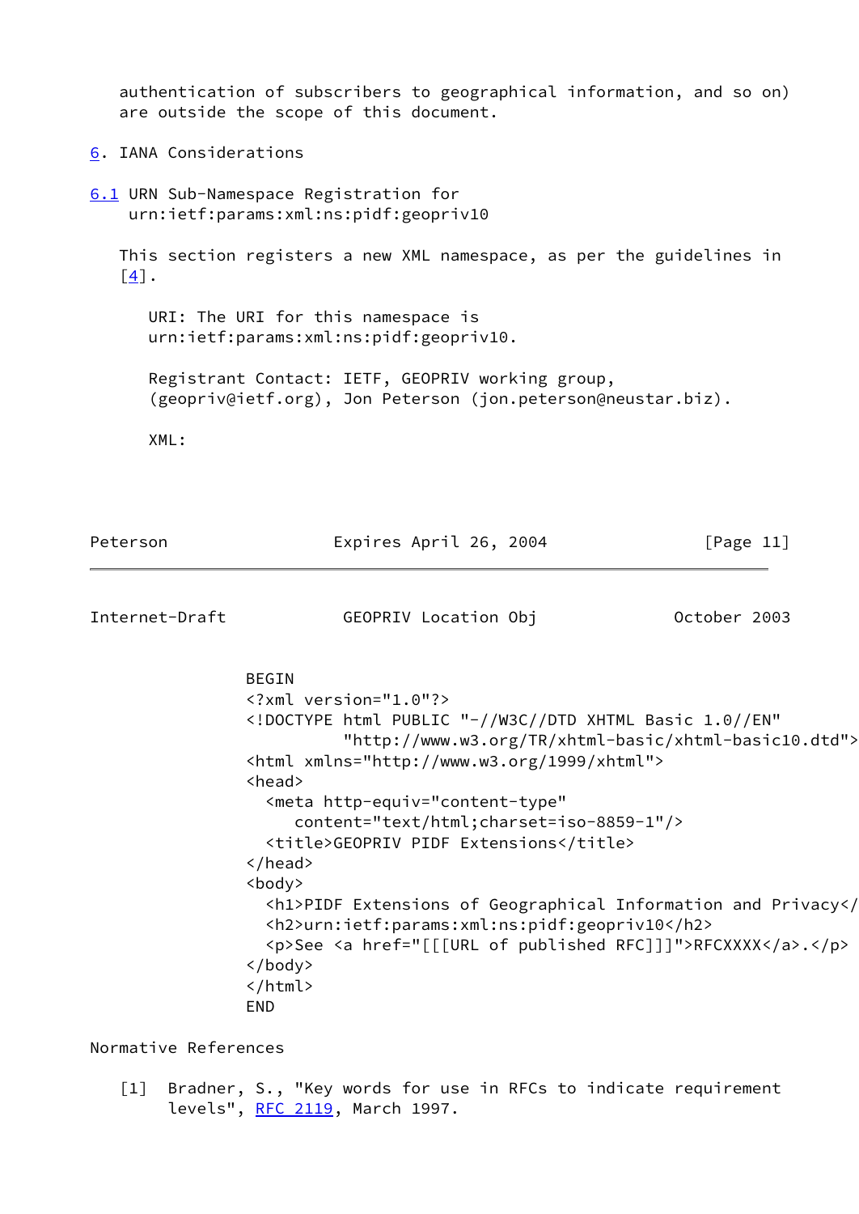authentication of subscribers to geographical information, and so on) are outside the scope of this document.

# 6. IANA Considerations

## 6.1 URN Sub-Namespace Registration for urn:ietf:params:xml:ns:pidf:geopriv10

This section registers a new XML namespace, as per the guidelines in [4].

URI: The URI for this namespace is urn:ietf:params:xml:ns:pidf:geopriv10.

Registrant Contact: IETF, GEOPRIV working group, (geopriv@ietf.org), Jon Peterson (jon.peterson@neustar.biz).

XML:

```
BEGIN
<?xml version="1.0"?>
<!DOCTYPE html PUBLIC "-//W3C//DTD XHTML Basic 1.0//EN"
          "http://www.w3.org/TR/xhtml-basic/xhtml-basic10.dtd">
<html xmlns="http://www.w3.org/1999/xhtml">
<head>
  <meta http-equiv="content-type"
     content="text/html;charset=iso-8859-1"/>
  <title>GEOPRIV PIDF Extensions</title>
</head>
<body>
  <h1>PIDF Extensions of Geographical Information and Privacy</h1>
  <h2>urn:ietf:params:xml:ns:pidf:geopriv10</h2>
  <p>See <a href="[[[URL of published RFC]]]">RFCXXXX</a>.</p>
</body>
</html>
END
```

# Normative References

[1] Bradner, S., "Key words for use in RFCs to indicate requirement levels", RFC 2119, March 1997.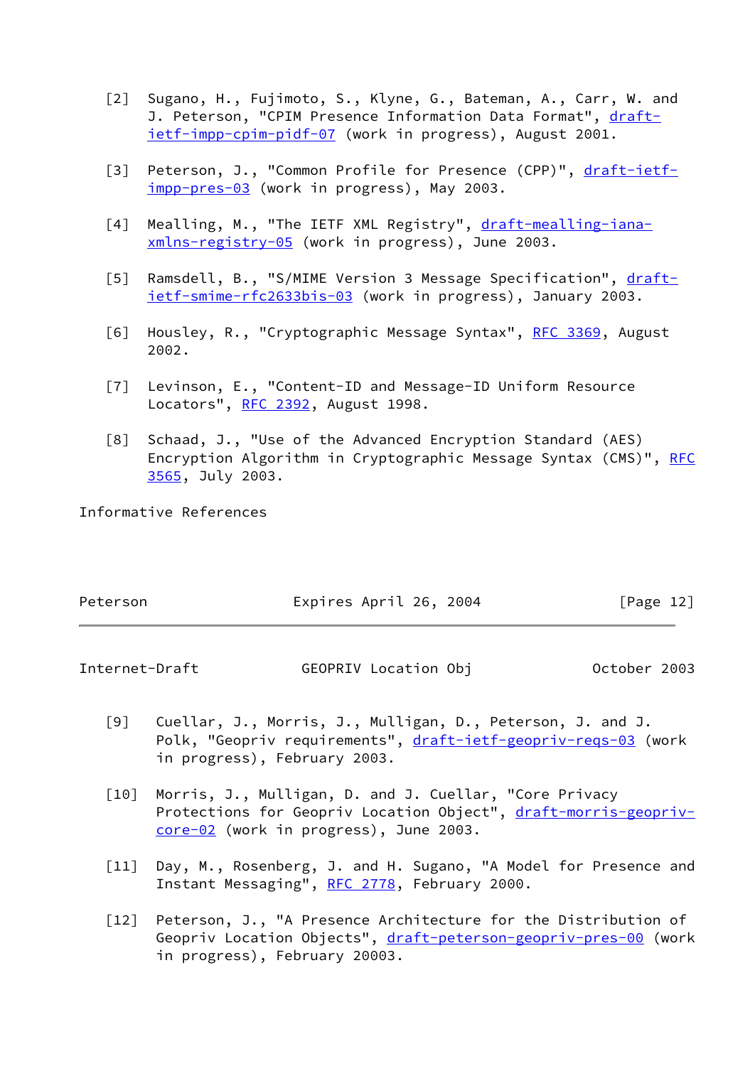[2] Sugano, H., Fujimoto, S., Klyne, G., Bateman, A., Carr, W. and J. Peterson, "CPIM Presence Information Data Format", draft-ietf-impp-cpim-pidf-07 (work in progress), August 2001.

[3] Peterson, J., "Common Profile for Presence (CPP)", draft-ietf-impp-pres-03 (work in progress), May 2003.

[4] Mealling, M., "The IETF XML Registry", draft-mealling-iana-xmlns-registry-05 (work in progress), June 2003.

[5] Ramsdell, B., "S/MIME Version 3 Message Specification", draft-ietf-smime-rfc2633bis-03 (work in progress), January 2003.

[6] Housley, R., "Cryptographic Message Syntax", RFC 3369, August 2002.

[7] Levinson, E., "Content-ID and Message-ID Uniform Resource Locators", RFC 2392, August 1998.

[8] Schaad, J., "Use of the Advanced Encryption Standard (AES) Encryption Algorithm in Cryptographic Message Syntax (CMS)", RFC 3565, July 2003.

## Informative References

[9] Cuellar, J., Morris, J., Mulligan, D., Peterson, J. and J. Polk, "Geopriv requirements", draft-ietf-geopriv-reqs-03 (work in progress), February 2003.

[10] Morris, J., Mulligan, D. and J. Cuellar, "Core Privacy Protections for Geopriv Location Object", draft-morris-geopriv-core-02 (work in progress), June 2003.

[11] Day, M., Rosenberg, J. and H. Sugano, "A Model for Presence and Instant Messaging", RFC 2778, February 2000.

[12] Peterson, J., "A Presence Architecture for the Distribution of Geopriv Location Objects", draft-peterson-geopriv-pres-00 (work in progress), February 20003.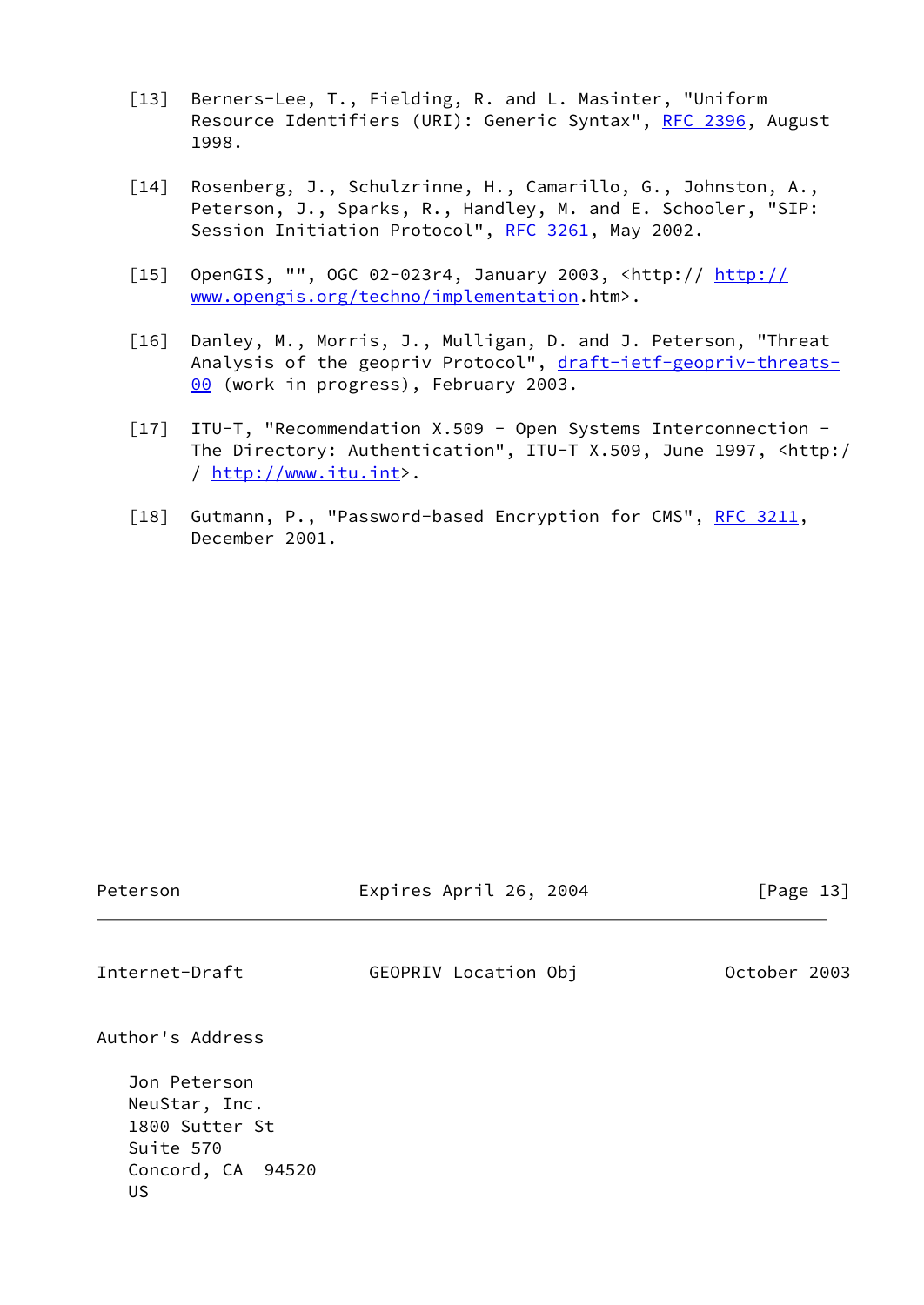[13] Berners-Lee, T., Fielding, R. and L. Masinter, "Uniform Resource Identifiers (URI): Generic Syntax", RFC 2396, August 1998.

[14] Rosenberg, J., Schulzrinne, H., Camarillo, G., Johnston, A., Peterson, J., Sparks, R., Handley, M. and E. Schooler, "SIP: Session Initiation Protocol", RFC 3261, May 2002.

[15] OpenGIS, "", OGC 02-023r4, January 2003, <http:// http://www.opengis.org/techno/implementation.htm>.

[16] Danley, M., Morris, J., Mulligan, D. and J. Peterson, "Threat Analysis of the geopriv Protocol", draft-ietf-geopriv-threats-00 (work in progress), February 2003.

[17] ITU-T, "Recommendation X.509 - Open Systems Interconnection - The Directory: Authentication", ITU-T X.509, June 1997, <http:// / http://www.itu.int>.

[18] Gutmann, P., "Password-based Encryption for CMS", RFC 3211, December 2001.

## Author's Address

Jon Peterson
NeuStar, Inc.
1800 Sutter St
Suite 570
Concord, CA 94520
US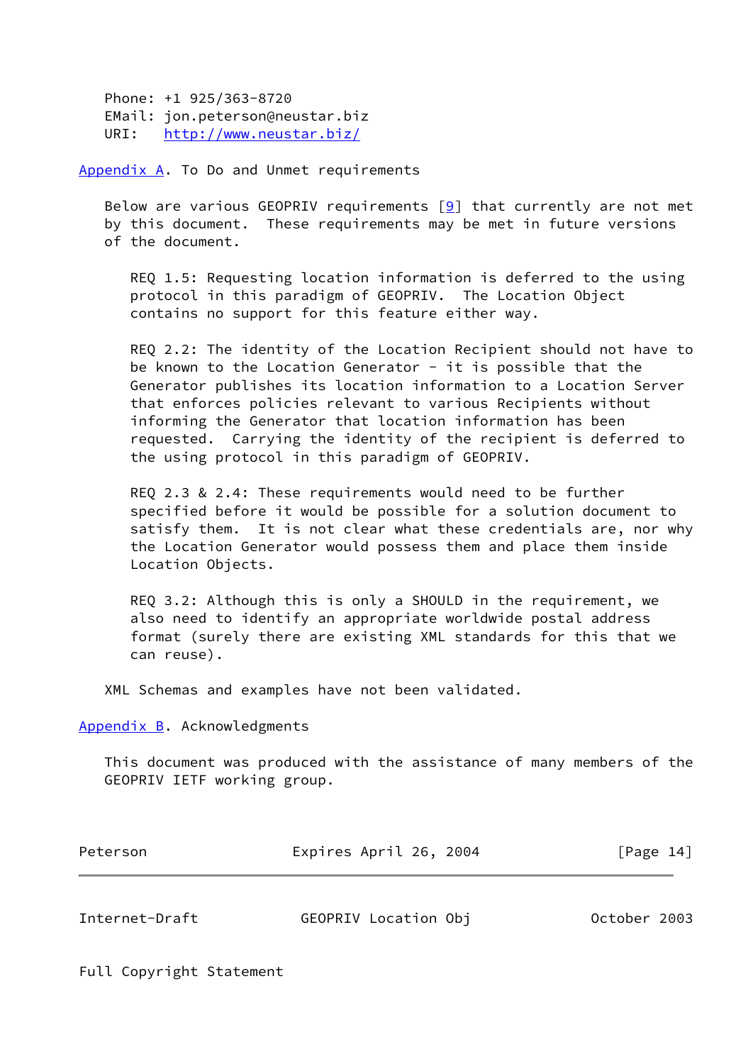Phone: +1 925/363-8720
EMail: jon.peterson@neustar.biz
URI: http://www.neustar.biz/

## Appendix A. To Do and Unmet requirements

Below are various GEOPRIV requirements [9] that currently are not met by this document. These requirements may be met in future versions of the document.

REQ 1.5: Requesting location information is deferred to the using protocol in this paradigm of GEOPRIV. The Location Object contains no support for this feature either way.

REQ 2.2: The identity of the Location Recipient should not have to be known to the Location Generator - it is possible that the Generator publishes its location information to a Location Server that enforces policies relevant to various Recipients without informing the Generator that location information has been requested. Carrying the identity of the recipient is deferred to the using protocol in this paradigm of GEOPRIV.

REQ 2.3 & 2.4: These requirements would need to be further specified before it would be possible for a solution document to satisfy them. It is not clear what these credentials are, nor why the Location Generator would possess them and place them inside Location Objects.

REQ 3.2: Although this is only a SHOULD in the requirement, we also need to identify an appropriate worldwide postal address format (surely there are existing XML standards for this that we can reuse).

XML Schemas and examples have not been validated.

## Appendix B. Acknowledgments

This document was produced with the assistance of many members of the GEOPRIV IETF working group.

## Full Copyright Statement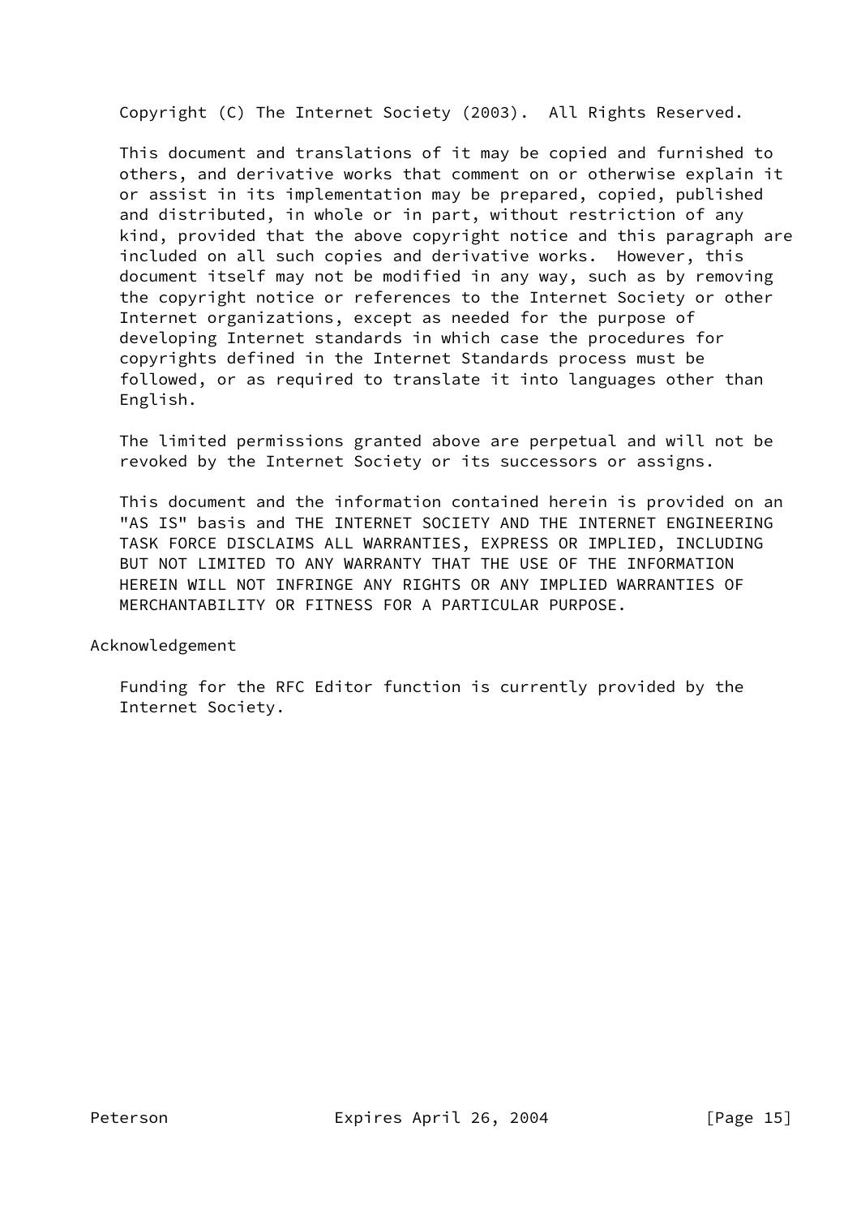Copyright (C) The Internet Society (2003). All Rights Reserved.

This document and translations of it may be copied and furnished to others, and derivative works that comment on or otherwise explain it or assist in its implementation may be prepared, copied, published and distributed, in whole or in part, without restriction of any kind, provided that the above copyright notice and this paragraph are included on all such copies and derivative works. However, this document itself may not be modified in any way, such as by removing the copyright notice or references to the Internet Society or other Internet organizations, except as needed for the purpose of developing Internet standards in which case the procedures for copyrights defined in the Internet Standards process must be followed, or as required to translate it into languages other than English.

The limited permissions granted above are perpetual and will not be revoked by the Internet Society or its successors or assigns.

This document and the information contained herein is provided on an "AS IS" basis and THE INTERNET SOCIETY AND THE INTERNET ENGINEERING TASK FORCE DISCLAIMS ALL WARRANTIES, EXPRESS OR IMPLIED, INCLUDING BUT NOT LIMITED TO ANY WARRANTY THAT THE USE OF THE INFORMATION HEREIN WILL NOT INFRINGE ANY RIGHTS OR ANY IMPLIED WARRANTIES OF MERCHANTABILITY OR FITNESS FOR A PARTICULAR PURPOSE.

## Acknowledgement

Funding for the RFC Editor function is currently provided by the Internet Society.